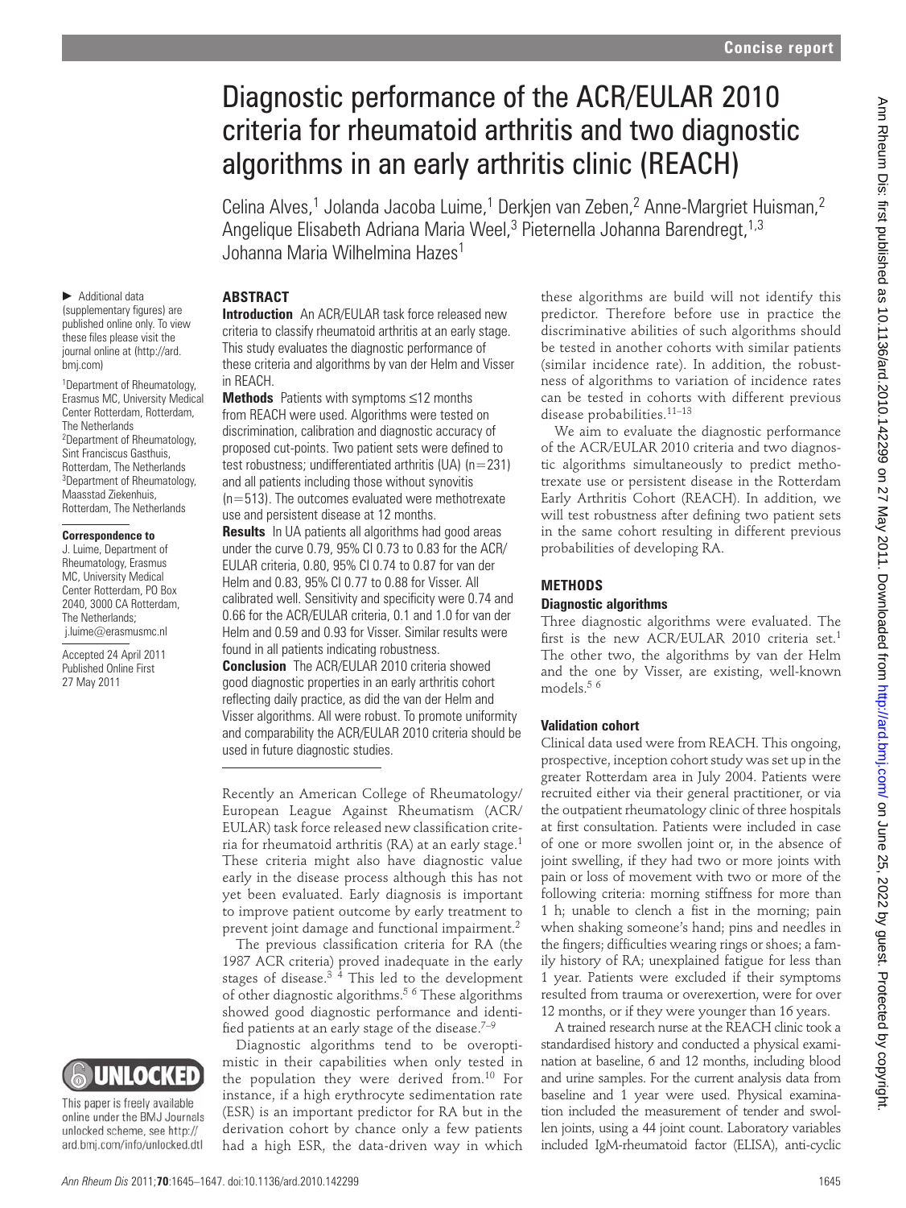Concise report

# Diagnostic performance of the ACR/EULAR 2010 criteria for rheumatoid arthritis and two diagnostic algorithms in an early arthritis clinic (REACH)

Celina Alves,[1] Jolanda Jacoba Luime,[1] Derkjen van Zeben,[2] Anne-Margriet Huisman,[2] Angelique Elisabeth Adriana Maria Weel,[3] Pieternella Johanna Barendregt,[1,3] Johanna Maria Wilhelmina Hazes[1]

► Additional data (supplementary figures) are published online only. To view these files please visit the journal online at (http://ard.bmj.com)

[1]Department of Rheumatology, Erasmus MC, University Medical Center Rotterdam, Rotterdam, The Netherlands
[2]Department of Rheumatology, Sint Franciscus Gasthuis, Rotterdam, The Netherlands
[3]Department of Rheumatology, Maasstad Ziekenhuis, Rotterdam, The Netherlands

**Correspondence to**
J. Luime, Department of Rheumatology, Erasmus MC, University Medical Center Rotterdam, PO Box 2040, 3000 CA Rotterdam, The Netherlands; j.luime@erasmusmc.nl

Accepted 24 April 2011
Published Online First 27 May 2011

## ABSTRACT

**Introduction** An ACR/EULAR task force released new criteria to classify rheumatoid arthritis at an early stage. This study evaluates the diagnostic performance of these criteria and algorithms by van der Helm and Visser in REACH.

**Methods** Patients with symptoms ≤12 months from REACH were used. Algorithms were tested on discrimination, calibration and diagnostic accuracy of proposed cut-points. Two patient sets were defined to test robustness; undifferentiated arthritis (UA) (n=231) and all patients including those without synovitis (n=513). The outcomes evaluated were methotrexate use and persistent disease at 12 months.

**Results** In UA patients all algorithms had good areas under the curve 0.79, 95% CI 0.73 to 0.83 for the ACR/EULAR criteria, 0.80, 95% CI 0.74 to 0.87 for van der Helm and 0.83, 95% CI 0.77 to 0.88 for Visser. All calibrated well. Sensitivity and specificity were 0.74 and 0.66 for the ACR/EULAR criteria, 0.1 and 1.0 for van der Helm and 0.59 and 0.93 for Visser. Similar results were found in all patients indicating robustness.

**Conclusion** The ACR/EULAR 2010 criteria showed good diagnostic properties in an early arthritis cohort reflecting daily practice, as did the van der Helm and Visser algorithms. All were robust. To promote uniformity and comparability the ACR/EULAR 2010 criteria should be used in future diagnostic studies.

Recently an American College of Rheumatology/European League Against Rheumatism (ACR/EULAR) task force released new classification criteria for rheumatoid arthritis (RA) at an early stage.[1] These criteria might also have diagnostic value early in the disease process although this has not yet been evaluated. Early diagnosis is important to improve patient outcome by early treatment to prevent joint damage and functional impairment.[2]

The previous classification criteria for RA (the 1987 ACR criteria) proved inadequate in the early stages of disease.[3 4] This led to the development of other diagnostic algorithms.[5 6] These algorithms showed good diagnostic performance and identified patients at an early stage of the disease.[7–9]

Diagnostic algorithms tend to be overoptimistic in their capabilities when only tested in the population they were derived from.[10] For instance, if a high erythrocyte sedimentation rate (ESR) is an important predictor for RA but in the derivation cohort by chance only a few patients had a high ESR, the data-driven way in which these algorithms are build will not identify this predictor. Therefore before use in practice the discriminative abilities of such algorithms should be tested in another cohorts with similar patients (similar incidence rate). In addition, the robustness of algorithms to variation of incidence rates can be tested in cohorts with different previous disease probabilities.[11–13]

We aim to evaluate the diagnostic performance of the ACR/EULAR 2010 criteria and two diagnostic algorithms simultaneously to predict methotrexate use or persistent disease in the Rotterdam Early Arthritis Cohort (REACH). In addition, we will test robustness after defining two patient sets in the same cohort resulting in different previous probabilities of developing RA.

## METHODS

### Diagnostic algorithms

Three diagnostic algorithms were evaluated. The first is the new ACR/EULAR 2010 criteria set.[1] The other two, the algorithms by van der Helm and the one by Visser, are existing, well-known models.[5 6]

### Validation cohort

Clinical data used were from REACH. This ongoing, prospective, inception cohort study was set up in the greater Rotterdam area in July 2004. Patients were recruited either via their general practitioner, or via the outpatient rheumatology clinic of three hospitals at first consultation. Patients were included in case of one or more swollen joint or, in the absence of joint swelling, if they had two or more joints with pain or loss of movement with two or more of the following criteria: morning stiffness for more than 1 h; unable to clench a fist in the morning; pain when shaking someone's hand; pins and needles in the fingers; difficulties wearing rings or shoes; a family history of RA; unexplained fatigue for less than 1 year. Patients were excluded if their symptoms resulted from trauma or overexertion, were for over 12 months, or if they were younger than 16 years.

A trained research nurse at the REACH clinic took a standardised history and conducted a physical examination at baseline, 6 and 12 months, including blood and urine samples. For the current analysis data from baseline and 1 year were used. Physical examination included the measurement of tender and swollen joints, using a 44 joint count. Laboratory variables included IgM-rheumatoid factor (ELISA), anti-cyclic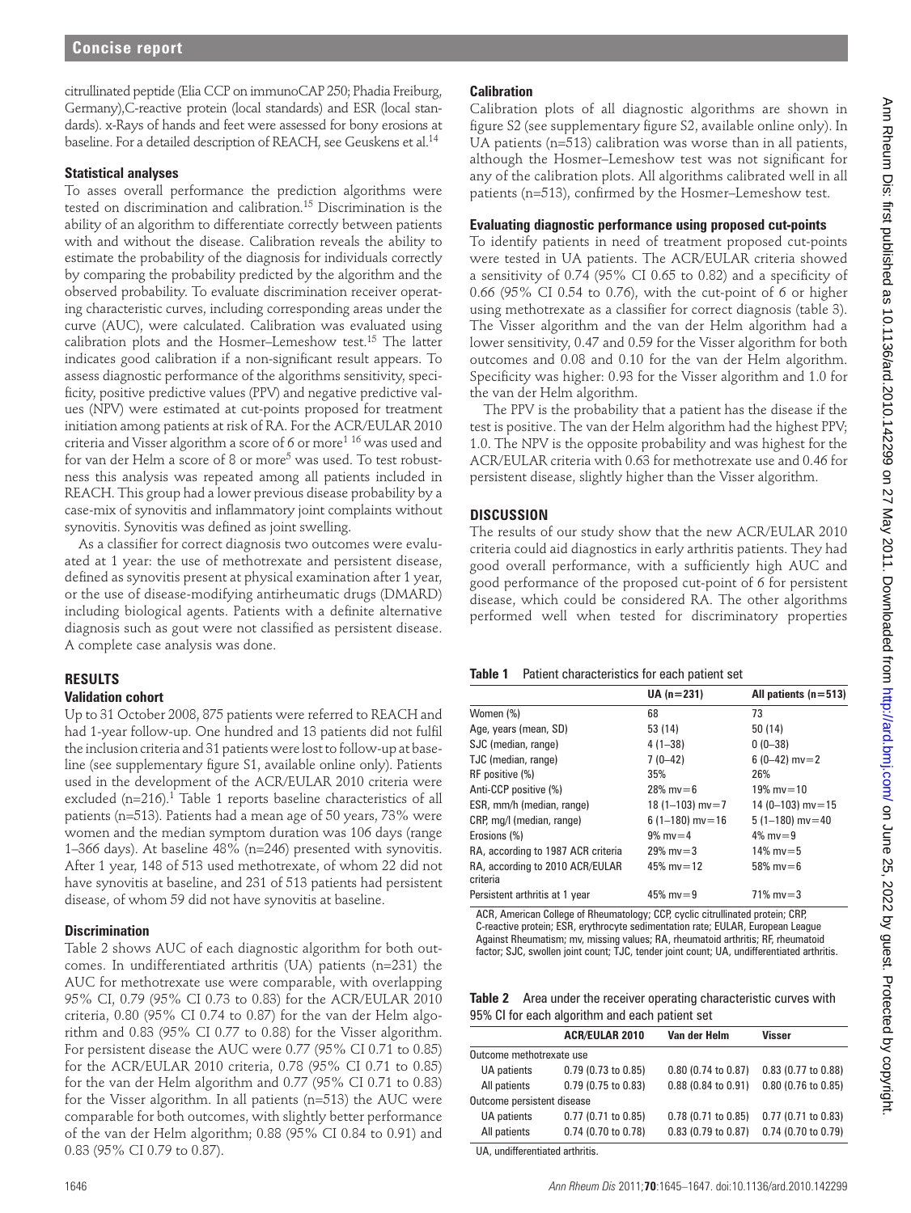citrullinated peptide (Elia CCP on immunoCAP 250; Phadia Freiburg, Germany),C-reactive protein (local standards) and ESR (local standards). x-Rays of hands and feet were assessed for bony erosions at baseline. For a detailed description of REACH, see Geuskens et al.[14]

### Statistical analyses

To asses overall performance the prediction algorithms were tested on discrimination and calibration.[15] Discrimination is the ability of an algorithm to differentiate correctly between patients with and without the disease. Calibration reveals the ability to estimate the probability of the diagnosis for individuals correctly by comparing the probability predicted by the algorithm and the observed probability. To evaluate discrimination receiver operating characteristic curves, including corresponding areas under the curve (AUC), were calculated. Calibration was evaluated using calibration plots and the Hosmer–Lemeshow test.[15] The latter indicates good calibration if a non-significant result appears. To assess diagnostic performance of the algorithms sensitivity, specificity, positive predictive values (PPV) and negative predictive values (NPV) were estimated at cut-points proposed for treatment initiation among patients at risk of RA. For the ACR/EULAR 2010 criteria and Visser algorithm a score of 6 or more[1 16] was used and for van der Helm a score of 8 or more[5] was used. To test robustness this analysis was repeated among all patients included in REACH. This group had a lower previous disease probability by a case-mix of synovitis and inflammatory joint complaints without synovitis. Synovitis was defined as joint swelling.

As a classifier for correct diagnosis two outcomes were evaluated at 1 year: the use of methotrexate and persistent disease, defined as synovitis present at physical examination after 1 year, or the use of disease-modifying antirheumatic drugs (DMARD) including biological agents. Patients with a definite alternative diagnosis such as gout were not classified as persistent disease. A complete case analysis was done.

## RESULTS

### Validation cohort

Up to 31 October 2008, 875 patients were referred to REACH and had 1-year follow-up. One hundred and 13 patients did not fulfil the inclusion criteria and 31 patients were lost to follow-up at baseline (see supplementary figure S1, available online only). Patients used in the development of the ACR/EULAR 2010 criteria were excluded (n=216).[1] Table 1 reports baseline characteristics of all patients (n=513). Patients had a mean age of 50 years, 73% were women and the median symptom duration was 106 days (range 1–366 days). At baseline 48% (n=246) presented with synovitis. After 1 year, 148 of 513 used methotrexate, of whom 22 did not have synovitis at baseline, and 231 of 513 patients had persistent disease, of whom 59 did not have synovitis at baseline.

### Discrimination

Table 2 shows AUC of each diagnostic algorithm for both outcomes. In undifferentiated arthritis (UA) patients (n=231) the AUC for methotrexate use were comparable, with overlapping 95% CI, 0.79 (95% CI 0.73 to 0.83) for the ACR/EULAR 2010 criteria, 0.80 (95% CI 0.74 to 0.87) for the van der Helm algorithm and 0.83 (95% CI 0.77 to 0.88) for the Visser algorithm. For persistent disease the AUC were 0.77 (95% CI 0.71 to 0.85) for the ACR/EULAR 2010 criteria, 0.78 (95% CI 0.71 to 0.85) for the van der Helm algorithm and 0.77 (95% CI 0.71 to 0.83) for the Visser algorithm. In all patients (n=513) the AUC were comparable for both outcomes, with slightly better performance of the van der Helm algorithm; 0.88 (95% CI 0.84 to 0.91) and 0.83 (95% CI 0.79 to 0.87).

### Calibration

Calibration plots of all diagnostic algorithms are shown in figure S2 (see supplementary figure S2, available online only). In UA patients (n=513) calibration was worse than in all patients, although the Hosmer–Lemeshow test was not significant for any of the calibration plots. All algorithms calibrated well in all patients (n=513), confirmed by the Hosmer–Lemeshow test.

### Evaluating diagnostic performance using proposed cut-points

To identify patients in need of treatment proposed cut-points were tested in UA patients. The ACR/EULAR criteria showed a sensitivity of 0.74 (95% CI 0.65 to 0.82) and a specificity of 0.66 (95% CI 0.54 to 0.76), with the cut-point of 6 or higher using methotrexate as a classifier for correct diagnosis (table 3). The Visser algorithm and the van der Helm algorithm had a lower sensitivity, 0.47 and 0.59 for the Visser algorithm for both outcomes and 0.08 and 0.10 for the van der Helm algorithm. Specificity was higher: 0.93 for the Visser algorithm and 1.0 for the van der Helm algorithm.

The PPV is the probability that a patient has the disease if the test is positive. The van der Helm algorithm had the highest PPV; 1.0. The NPV is the opposite probability and was highest for the ACR/EULAR criteria with 0.63 for methotrexate use and 0.46 for persistent disease, slightly higher than the Visser algorithm.

## DISCUSSION

The results of our study show that the new ACR/EULAR 2010 criteria could aid diagnostics in early arthritis patients. They had good overall performance, with a sufficiently high AUC and good performance of the proposed cut-point of 6 for persistent disease, which could be considered RA. The other algorithms performed well when tested for discriminatory properties

**Table 1** Patient characteristics for each patient set

| | UA (n=231) | All patients (n=513) |
|---|---|---|
| Women (%) | 68 | 73 |
| Age, years (mean, SD) | 53 (14) | 50 (14) |
| SJC (median, range) | 4 (1–38) | 0 (0–38) |
| TJC (median, range) | 7 (0–42) | 6 (0–42) mv=2 |
| RF positive (%) | 35% | 26% |
| Anti-CCP positive (%) | 28% mv=6 | 19% mv=10 |
| ESR, mm/h (median, range) | 18 (1–103) mv=7 | 14 (0–103) mv=15 |
| CRP, mg/l (median, range) | 6 (1–180) mv=16 | 5 (1–180) mv=40 |
| Erosions (%) | 9% mv=4 | 4% mv=9 |
| RA, according to 1987 ACR criteria | 29% mv=3 | 14% mv=5 |
| RA, according to 2010 ACR/EULAR criteria | 45% mv=12 | 58% mv=6 |
| Persistent arthritis at 1 year | 45% mv=9 | 71% mv=3 |

ACR, American College of Rheumatology; CCP, cyclic citrullinated protein; CRP, C-reactive protein; ESR, erythrocyte sedimentation rate; EULAR, European League Against Rheumatism; mv, missing values; RA, rheumatoid arthritis; RF, rheumatoid factor; SJC, swollen joint count; TJC, tender joint count; UA, undifferentiated arthritis.

**Table 2** Area under the receiver operating characteristic curves with 95% CI for each algorithm and each patient set

| | ACR/EULAR 2010 | Van der Helm | Visser |
|---|---|---|---|
| Outcome methotrexate use | | | |
| UA patients | 0.79 (0.73 to 0.85) | 0.80 (0.74 to 0.87) | 0.83 (0.77 to 0.88) |
| All patients | 0.79 (0.75 to 0.83) | 0.88 (0.84 to 0.91) | 0.80 (0.76 to 0.85) |
| Outcome persistent disease | | | |
| UA patients | 0.77 (0.71 to 0.85) | 0.78 (0.71 to 0.85) | 0.77 (0.71 to 0.83) |
| All patients | 0.74 (0.70 to 0.78) | 0.83 (0.79 to 0.87) | 0.74 (0.70 to 0.79) |

UA, undifferentiated arthritis.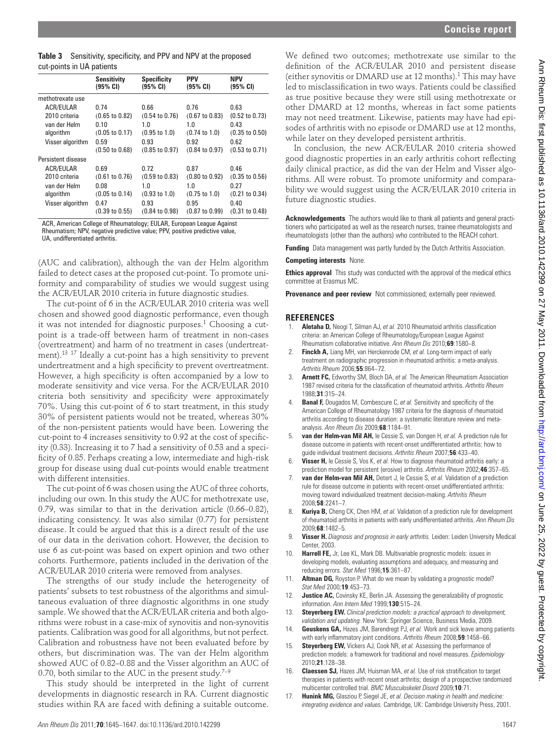**Table 3** Sensitivity, specificity, and PPV and NPV at the proposed cut-points in UA patients

| | Sensitivity (95% CI) | Specificity (95% CI) | PPV (95% CI) | NPV (95% CI) |
|---|---|---|---|---|
| methotrexate use | | | | |
| ACR/EULAR 2010 criteria | 0.74 (0.65 to 0.82) | 0.66 (0.54 to 0.76) | 0.76 (0.67 to 0.83) | 0.63 (0.52 to 0.73) |
| van der Helm algorithm | 0.10 (0.05 to 0.17) | 1.0 (0.95 to 1.0) | 1.0 (0.74 to 1.0) | 0.43 (0.35 to 0.50) |
| Visser algorithm | 0.59 (0.50 to 0.68) | 0.93 (0.85 to 0.97) | 0.92 (0.84 to 0.97) | 0.62 (0.53 to 0.71) |
| Persistent disease | | | | |
| ACR/EULAR 2010 criteria | 0.69 (0.61 to 0.76) | 0.72 (0.59 to 0.83) | 0.87 (0.80 to 0.92) | 0.46 (0.35 to 0.56) |
| van der Helm algorithm | 0.08 (0.05 to 0.14) | 1.0 (0.93 to 1.0) | 1.0 (0.75 to 1.0) | 0.27 (0.21 to 0.34) |
| Visser algorithm | 0.47 (0.39 to 0.55) | 0.93 (0.84 to 0.98) | 0.95 (0.87 to 0.99) | 0.40 (0.31 to 0.48) |

ACR, American College of Rheumatology; EULAR, European League Against Rheumatism; NPV, negative predictive value; PPV, positive predictive value, UA, undifferentiated arthritis.

(AUC and calibration), although the van der Helm algorithm failed to detect cases at the proposed cut-point. To promote uniformity and comparability of studies we would suggest using the ACR/EULAR 2010 criteria in future diagnostic studies.

The cut-point of 6 in the ACR/EULAR 2010 criteria was well chosen and showed good diagnostic performance, even though it was not intended for diagnostic purposes.[1] Choosing a cut-point is a trade-off between harm of treatment in non-cases (overtreatment) and harm of no treatment in cases (undertreatment).[13 17] Ideally a cut-point has a high sensitivity to prevent undertreatment and a high specificity to prevent overtreatment. However, a high specificity is often accompanied by a low to moderate sensitivity and vice versa. For the ACR/EULAR 2010 criteria both sensitivity and specificity were approximately 70%. Using this cut-point of 6 to start treatment, in this study 30% of persistent patients would not be treated, whereas 30% of the non-persistent patients would have been. Lowering the cut-point to 4 increases sensitivity to 0.92 at the cost of specificity (0.33). Increasing it to 7 had a sensitivity of 0.53 and a specificity of 0.85. Perhaps creating a low, intermediate and high-risk group for disease using dual cut-points would enable treatment with different intensities.

The cut-point of 6 was chosen using the AUC of three cohorts, including our own. In this study the AUC for methotrexate use, 0.79, was similar to that in the derivation article (0.66–0.82), indicating consistency. It was also similar (0.77) for persistent disease. It could be argued that this is a direct result of the use of our data in the derivation cohort. However, the decision to use 6 as cut-point was based on expert opinion and two other cohorts. Furthermore, patients included in the derivation of the ACR/EULAR 2010 criteria were removed from analyses.

The strengths of our study include the heterogeneity of patients' subsets to test robustness of the algorithms and simultaneous evaluation of three diagnostic algorithms in one study sample. We showed that the ACR/EULAR criteria and both algorithms were robust in a case-mix of synovitis and non-synovitis patients. Calibration was good for all algorithms, but not perfect. Calibration and robustness have not been evaluated before by others, but discrimination was. The van der Helm algorithm showed AUC of 0.82–0.88 and the Visser algorithm an AUC of 0.70, both similar to the AUC in the present study.[7–9]

This study should be interpreted in the light of current developments in diagnostic research in RA. Current diagnostic studies within RA are faced with defining a suitable outcome. We defined two outcomes; methotrexate use similar to the definition of the ACR/EULAR 2010 and persistent disease (either synovitis or DMARD use at 12 months).[1] This may have led to misclassification in two ways. Patients could be classified as true positive because they were still using methotrexate or other DMARD at 12 months, whereas in fact some patients may not need treatment. Likewise, patients may have had episodes of arthritis with no episode or DMARD use at 12 months, while later on they developed persistent arthritis.

In conclusion, the new ACR/EULAR 2010 criteria showed good diagnostic properties in an early arthritis cohort reflecting daily clinical practice, as did the van der Helm and Visser algorithms. All were robust. To promote uniformity and comparability we would suggest using the ACR/EULAR 2010 criteria in future diagnostic studies.

**Acknowledgements** The authors would like to thank all patients and general practitioners who participated as well as the research nurses, trainee rheumatologists and rheumatologists (other than the authors) who contributed to the REACH cohort.

**Funding** Data management was partly funded by the Dutch Arthritis Association.

**Competing interests** None.

**Ethics approval** This study was conducted with the approval of the medical ethics committee at Erasmus MC.

**Provenance and peer review** Not commissioned; externally peer reviewed.

## REFERENCES

1. **Aletaha D,** Neogi T, Silman AJ, *et al.* 2010 Rheumatoid arthritis classification criteria: an American College of Rheumatology/European League Against Rheumatism collaborative initiative. *Ann Rheum Dis* 2010;**69**:1580–8.
2. **Finckh A,** Liang MH, van Herckenrode CM, *et al.* Long-term impact of early treatment on radiographic progression in rheumatoid arthritis: a meta-analysis. *Arthritis Rheum* 2006;**55**:864–72.
3. **Arnett FC,** Edworthy SM, Bloch DA, *et al.* The American Rheumatism Association 1987 revised criteria for the classification of rheumatoid arthritis. *Arthritis Rheum* 1988;**31**:315–24.
4. **Banal F,** Dougados M, Combescure C, *et al.* Sensitivity and specificity of the American College of Rheumatology 1987 criteria for the diagnosis of rheumatoid arthritis according to disease duration: a systematic literature review and meta-analysis. *Ann Rheum Dis* 2009;**68**:1184–91.
5. **van der Helm-van Mil AH,** le Cessie S, van Dongen H, *et al.* A prediction rule for disease outcome in patients with recent-onset undifferentiated arthritis: how to guide individual treatment decisions. *Arthritis Rheum* 2007;**56**:433–40.
6. **Visser H,** le Cessie S, Vos K, *et al.* How to diagnose rheumatoid arthritis early: a prediction model for persistent (erosive) arthritis. *Arthritis Rheum* 2002;**46**:357–65.
7. **van der Helm-van Mil AH,** Detert J, le Cessie S, *et al.* Validation of a prediction rule for disease outcome in patients with recent-onset undifferentiated arthritis: moving toward individualized treatment decision-making. *Arthritis Rheum* 2008;**58**:2241–7.
8. **Kuriya B,** Cheng CK, Chen HM, *et al.* Validation of a prediction rule for development of rheumatoid arthritis in patients with early undifferentiated arthritis. *Ann Rheum Dis* 2009;**68**:1482–5.
9. **Visser H.** *Diagnosis and prognosis in early arthritis.* Leiden: Leiden University Medical Center, 2003.
10. **Harrell FE,** Jr, Lee KL, Mark DB. Multivariable prognostic models: issues in developing models, evaluating assumptions and adequacy, and measuring and reducing errors. *Stat Med* 1996;**15**:361–87.
11. **Altman DG,** Royston P. What do we mean by validating a prognostic model? *Stat Med* 2000;**19**:453–73.
12. **Justice AC,** Covinsky KE, Berlin JA. Assessing the generalizability of prognostic information. *Ann Intern Med* 1999;**130**:515–24.
13. **Steyerberg EW.** *Clinical prediction models: a practical approach to development, validation and updating.* New York: Springer Science, Business Media, 2009.
14. **Geuskens GA,** Hazes JM, Barendregt PJ, *et al.* Work and sick leave among patients with early inflammatory joint conditions. *Arthritis Rheum* 2008;**59**:1458–66.
15. **Steyerberg EW,** Vickers AJ, Cook NR, *et al.* Assessing the performance of prediction models: a framework for traditional and novel measures. *Epidemiology* 2010;**21**:128–38.
16. **Claessen SJ,** Hazes JM, Huisman MA, *et al.* Use of risk stratification to target therapies in patients with recent onset arthritis; design of a prospective randomized multicenter controlled trial. *BMC Musculoskelet Disord* 2009;**10**:71.
17. **Hunink MG,** Glasziou P, Siegel JE, *et al.* *Decision making in health and medicine: integrating evidence and values.* Cambridge, UK: Cambridge University Press, 2001.